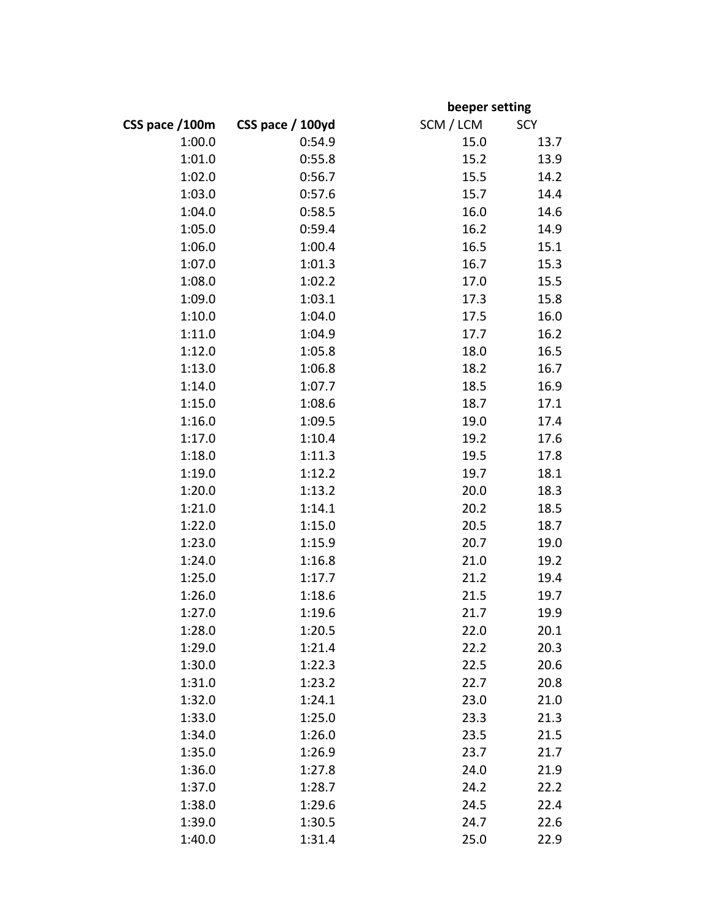| CSS pace /100m | CSS pace / 100yd | beeper setting SCM / LCM | SCY |
|---|---|---|---|
| 1:00.0 | 0:54.9 | 15.0 | 13.7 |
| 1:01.0 | 0:55.8 | 15.2 | 13.9 |
| 1:02.0 | 0:56.7 | 15.5 | 14.2 |
| 1:03.0 | 0:57.6 | 15.7 | 14.4 |
| 1:04.0 | 0:58.5 | 16.0 | 14.6 |
| 1:05.0 | 0:59.4 | 16.2 | 14.9 |
| 1:06.0 | 1:00.4 | 16.5 | 15.1 |
| 1:07.0 | 1:01.3 | 16.7 | 15.3 |
| 1:08.0 | 1:02.2 | 17.0 | 15.5 |
| 1:09.0 | 1:03.1 | 17.3 | 15.8 |
| 1:10.0 | 1:04.0 | 17.5 | 16.0 |
| 1:11.0 | 1:04.9 | 17.7 | 16.2 |
| 1:12.0 | 1:05.8 | 18.0 | 16.5 |
| 1:13.0 | 1:06.8 | 18.2 | 16.7 |
| 1:14.0 | 1:07.7 | 18.5 | 16.9 |
| 1:15.0 | 1:08.6 | 18.7 | 17.1 |
| 1:16.0 | 1:09.5 | 19.0 | 17.4 |
| 1:17.0 | 1:10.4 | 19.2 | 17.6 |
| 1:18.0 | 1:11.3 | 19.5 | 17.8 |
| 1:19.0 | 1:12.2 | 19.7 | 18.1 |
| 1:20.0 | 1:13.2 | 20.0 | 18.3 |
| 1:21.0 | 1:14.1 | 20.2 | 18.5 |
| 1:22.0 | 1:15.0 | 20.5 | 18.7 |
| 1:23.0 | 1:15.9 | 20.7 | 19.0 |
| 1:24.0 | 1:16.8 | 21.0 | 19.2 |
| 1:25.0 | 1:17.7 | 21.2 | 19.4 |
| 1:26.0 | 1:18.6 | 21.5 | 19.7 |
| 1:27.0 | 1:19.6 | 21.7 | 19.9 |
| 1:28.0 | 1:20.5 | 22.0 | 20.1 |
| 1:29.0 | 1:21.4 | 22.2 | 20.3 |
| 1:30.0 | 1:22.3 | 22.5 | 20.6 |
| 1:31.0 | 1:23.2 | 22.7 | 20.8 |
| 1:32.0 | 1:24.1 | 23.0 | 21.0 |
| 1:33.0 | 1:25.0 | 23.3 | 21.3 |
| 1:34.0 | 1:26.0 | 23.5 | 21.5 |
| 1:35.0 | 1:26.9 | 23.7 | 21.7 |
| 1:36.0 | 1:27.8 | 24.0 | 21.9 |
| 1:37.0 | 1:28.7 | 24.2 | 22.2 |
| 1:38.0 | 1:29.6 | 24.5 | 22.4 |
| 1:39.0 | 1:30.5 | 24.7 | 22.6 |
| 1:40.0 | 1:31.4 | 25.0 | 22.9 |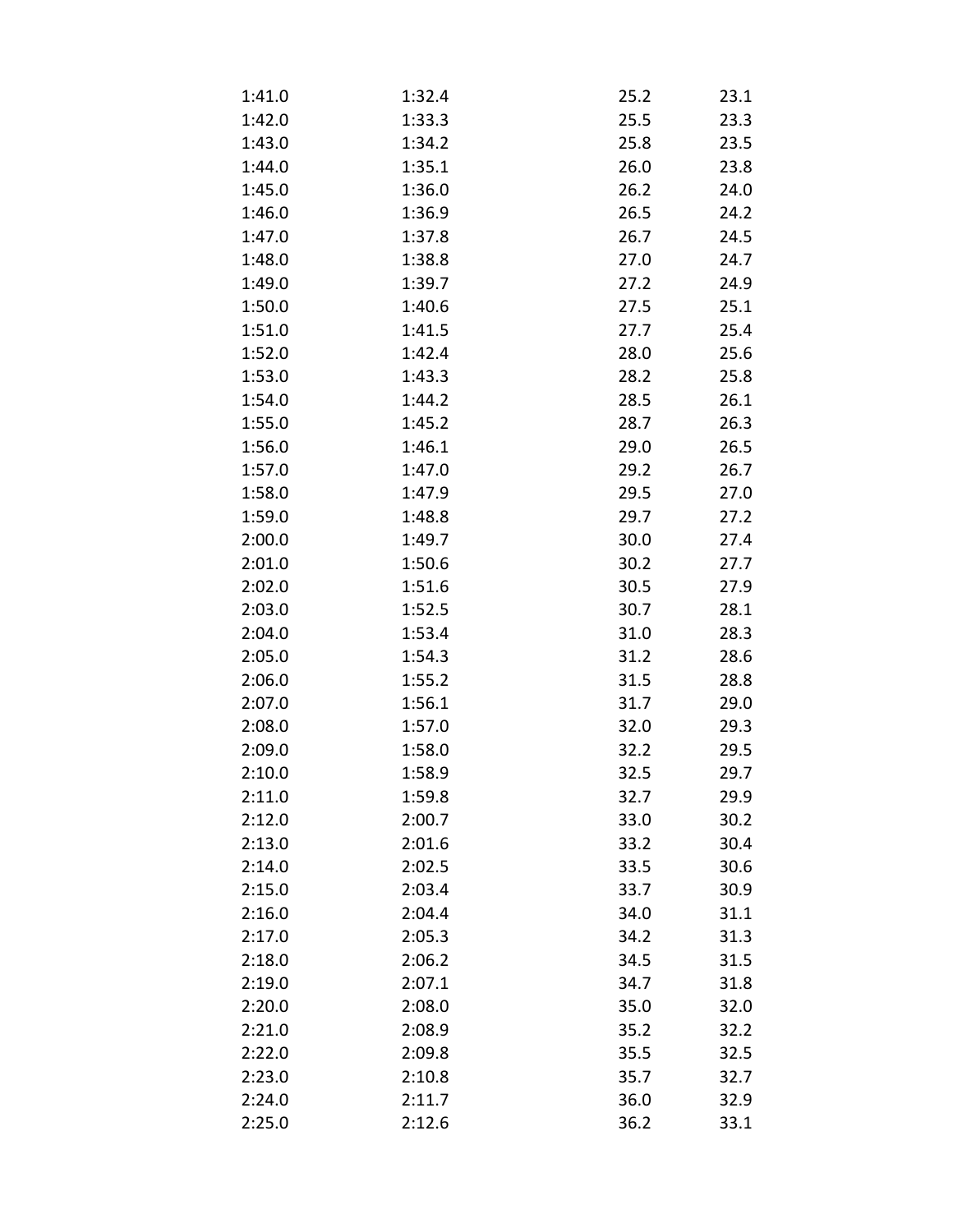| | | | |
|---|---|---|---|
| 1:41.0 | 1:32.4 | 25.2 | 23.1 |
| 1:42.0 | 1:33.3 | 25.5 | 23.3 |
| 1:43.0 | 1:34.2 | 25.8 | 23.5 |
| 1:44.0 | 1:35.1 | 26.0 | 23.8 |
| 1:45.0 | 1:36.0 | 26.2 | 24.0 |
| 1:46.0 | 1:36.9 | 26.5 | 24.2 |
| 1:47.0 | 1:37.8 | 26.7 | 24.5 |
| 1:48.0 | 1:38.8 | 27.0 | 24.7 |
| 1:49.0 | 1:39.7 | 27.2 | 24.9 |
| 1:50.0 | 1:40.6 | 27.5 | 25.1 |
| 1:51.0 | 1:41.5 | 27.7 | 25.4 |
| 1:52.0 | 1:42.4 | 28.0 | 25.6 |
| 1:53.0 | 1:43.3 | 28.2 | 25.8 |
| 1:54.0 | 1:44.2 | 28.5 | 26.1 |
| 1:55.0 | 1:45.2 | 28.7 | 26.3 |
| 1:56.0 | 1:46.1 | 29.0 | 26.5 |
| 1:57.0 | 1:47.0 | 29.2 | 26.7 |
| 1:58.0 | 1:47.9 | 29.5 | 27.0 |
| 1:59.0 | 1:48.8 | 29.7 | 27.2 |
| 2:00.0 | 1:49.7 | 30.0 | 27.4 |
| 2:01.0 | 1:50.6 | 30.2 | 27.7 |
| 2:02.0 | 1:51.6 | 30.5 | 27.9 |
| 2:03.0 | 1:52.5 | 30.7 | 28.1 |
| 2:04.0 | 1:53.4 | 31.0 | 28.3 |
| 2:05.0 | 1:54.3 | 31.2 | 28.6 |
| 2:06.0 | 1:55.2 | 31.5 | 28.8 |
| 2:07.0 | 1:56.1 | 31.7 | 29.0 |
| 2:08.0 | 1:57.0 | 32.0 | 29.3 |
| 2:09.0 | 1:58.0 | 32.2 | 29.5 |
| 2:10.0 | 1:58.9 | 32.5 | 29.7 |
| 2:11.0 | 1:59.8 | 32.7 | 29.9 |
| 2:12.0 | 2:00.7 | 33.0 | 30.2 |
| 2:13.0 | 2:01.6 | 33.2 | 30.4 |
| 2:14.0 | 2:02.5 | 33.5 | 30.6 |
| 2:15.0 | 2:03.4 | 33.7 | 30.9 |
| 2:16.0 | 2:04.4 | 34.0 | 31.1 |
| 2:17.0 | 2:05.3 | 34.2 | 31.3 |
| 2:18.0 | 2:06.2 | 34.5 | 31.5 |
| 2:19.0 | 2:07.1 | 34.7 | 31.8 |
| 2:20.0 | 2:08.0 | 35.0 | 32.0 |
| 2:21.0 | 2:08.9 | 35.2 | 32.2 |
| 2:22.0 | 2:09.8 | 35.5 | 32.5 |
| 2:23.0 | 2:10.8 | 35.7 | 32.7 |
| 2:24.0 | 2:11.7 | 36.0 | 32.9 |
| 2:25.0 | 2:12.6 | 36.2 | 33.1 |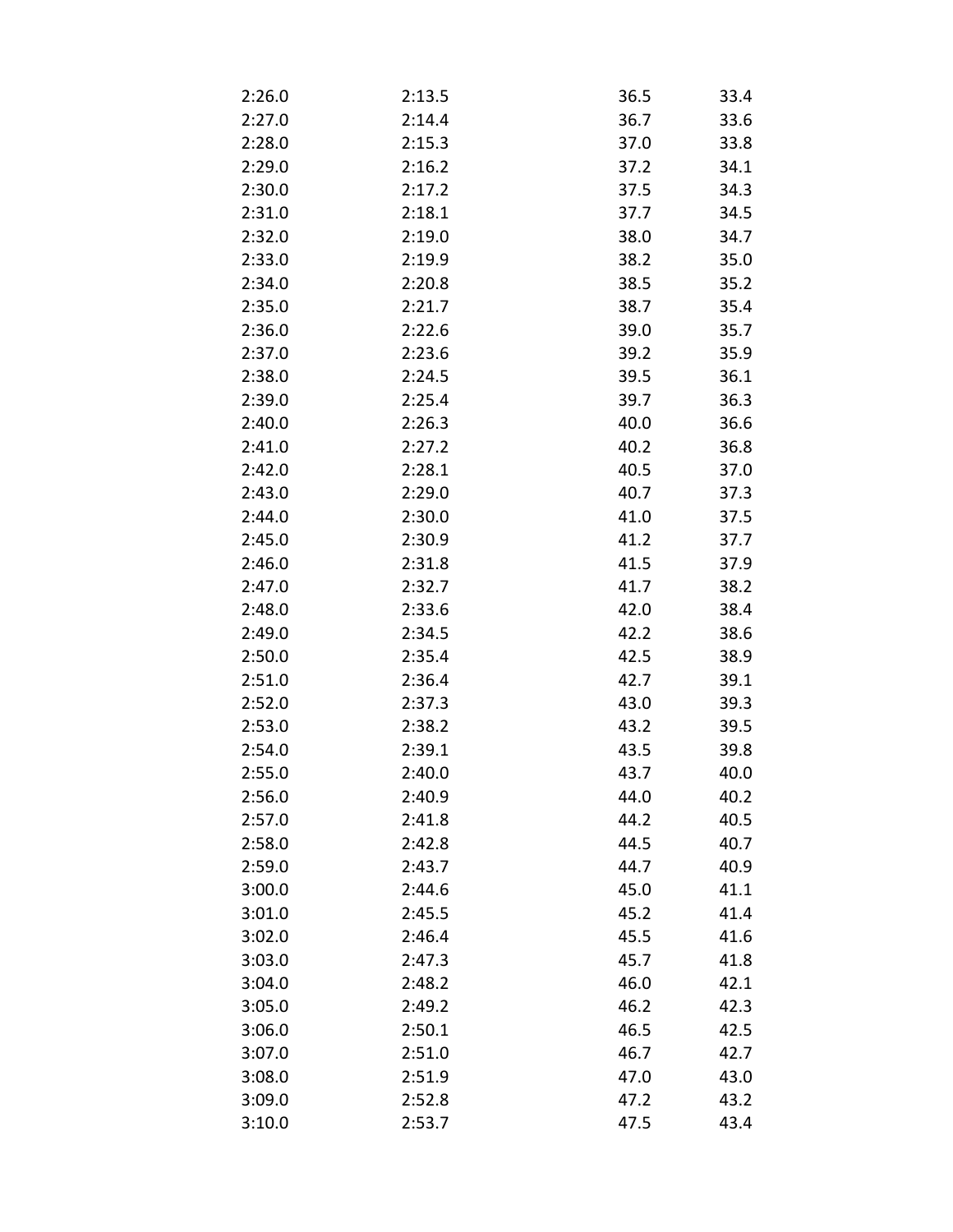| | | | |
|---|---|---|---|
| 2:26.0 | 2:13.5 | 36.5 | 33.4 |
| 2:27.0 | 2:14.4 | 36.7 | 33.6 |
| 2:28.0 | 2:15.3 | 37.0 | 33.8 |
| 2:29.0 | 2:16.2 | 37.2 | 34.1 |
| 2:30.0 | 2:17.2 | 37.5 | 34.3 |
| 2:31.0 | 2:18.1 | 37.7 | 34.5 |
| 2:32.0 | 2:19.0 | 38.0 | 34.7 |
| 2:33.0 | 2:19.9 | 38.2 | 35.0 |
| 2:34.0 | 2:20.8 | 38.5 | 35.2 |
| 2:35.0 | 2:21.7 | 38.7 | 35.4 |
| 2:36.0 | 2:22.6 | 39.0 | 35.7 |
| 2:37.0 | 2:23.6 | 39.2 | 35.9 |
| 2:38.0 | 2:24.5 | 39.5 | 36.1 |
| 2:39.0 | 2:25.4 | 39.7 | 36.3 |
| 2:40.0 | 2:26.3 | 40.0 | 36.6 |
| 2:41.0 | 2:27.2 | 40.2 | 36.8 |
| 2:42.0 | 2:28.1 | 40.5 | 37.0 |
| 2:43.0 | 2:29.0 | 40.7 | 37.3 |
| 2:44.0 | 2:30.0 | 41.0 | 37.5 |
| 2:45.0 | 2:30.9 | 41.2 | 37.7 |
| 2:46.0 | 2:31.8 | 41.5 | 37.9 |
| 2:47.0 | 2:32.7 | 41.7 | 38.2 |
| 2:48.0 | 2:33.6 | 42.0 | 38.4 |
| 2:49.0 | 2:34.5 | 42.2 | 38.6 |
| 2:50.0 | 2:35.4 | 42.5 | 38.9 |
| 2:51.0 | 2:36.4 | 42.7 | 39.1 |
| 2:52.0 | 2:37.3 | 43.0 | 39.3 |
| 2:53.0 | 2:38.2 | 43.2 | 39.5 |
| 2:54.0 | 2:39.1 | 43.5 | 39.8 |
| 2:55.0 | 2:40.0 | 43.7 | 40.0 |
| 2:56.0 | 2:40.9 | 44.0 | 40.2 |
| 2:57.0 | 2:41.8 | 44.2 | 40.5 |
| 2:58.0 | 2:42.8 | 44.5 | 40.7 |
| 2:59.0 | 2:43.7 | 44.7 | 40.9 |
| 3:00.0 | 2:44.6 | 45.0 | 41.1 |
| 3:01.0 | 2:45.5 | 45.2 | 41.4 |
| 3:02.0 | 2:46.4 | 45.5 | 41.6 |
| 3:03.0 | 2:47.3 | 45.7 | 41.8 |
| 3:04.0 | 2:48.2 | 46.0 | 42.1 |
| 3:05.0 | 2:49.2 | 46.2 | 42.3 |
| 3:06.0 | 2:50.1 | 46.5 | 42.5 |
| 3:07.0 | 2:51.0 | 46.7 | 42.7 |
| 3:08.0 | 2:51.9 | 47.0 | 43.0 |
| 3:09.0 | 2:52.8 | 47.2 | 43.2 |
| 3:10.0 | 2:53.7 | 47.5 | 43.4 |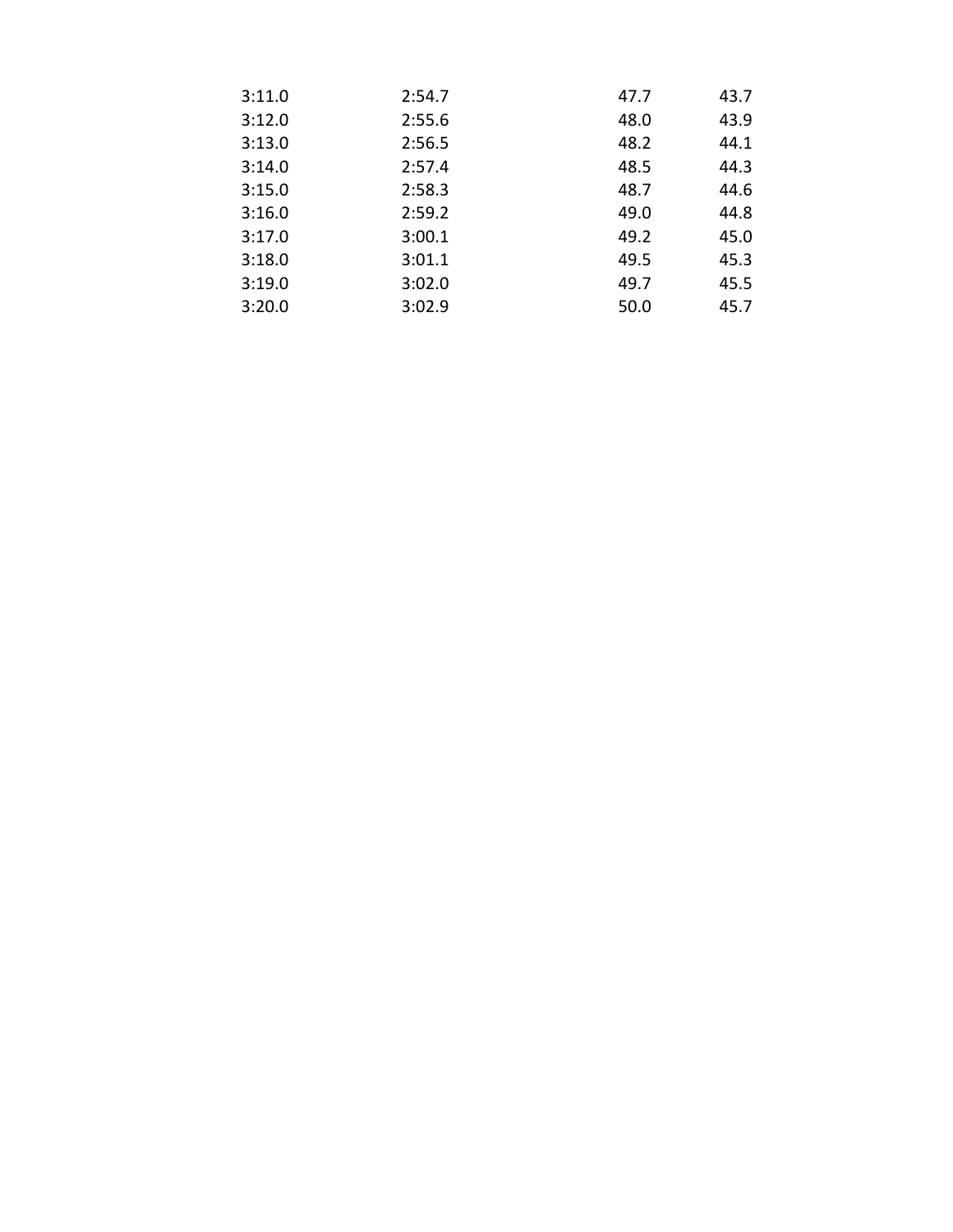| | | | |
|---|---|---|---|
| 3:11.0 | 2:54.7 | 47.7 | 43.7 |
| 3:12.0 | 2:55.6 | 48.0 | 43.9 |
| 3:13.0 | 2:56.5 | 48.2 | 44.1 |
| 3:14.0 | 2:57.4 | 48.5 | 44.3 |
| 3:15.0 | 2:58.3 | 48.7 | 44.6 |
| 3:16.0 | 2:59.2 | 49.0 | 44.8 |
| 3:17.0 | 3:00.1 | 49.2 | 45.0 |
| 3:18.0 | 3:01.1 | 49.5 | 45.3 |
| 3:19.0 | 3:02.0 | 49.7 | 45.5 |
| 3:20.0 | 3:02.9 | 50.0 | 45.7 |